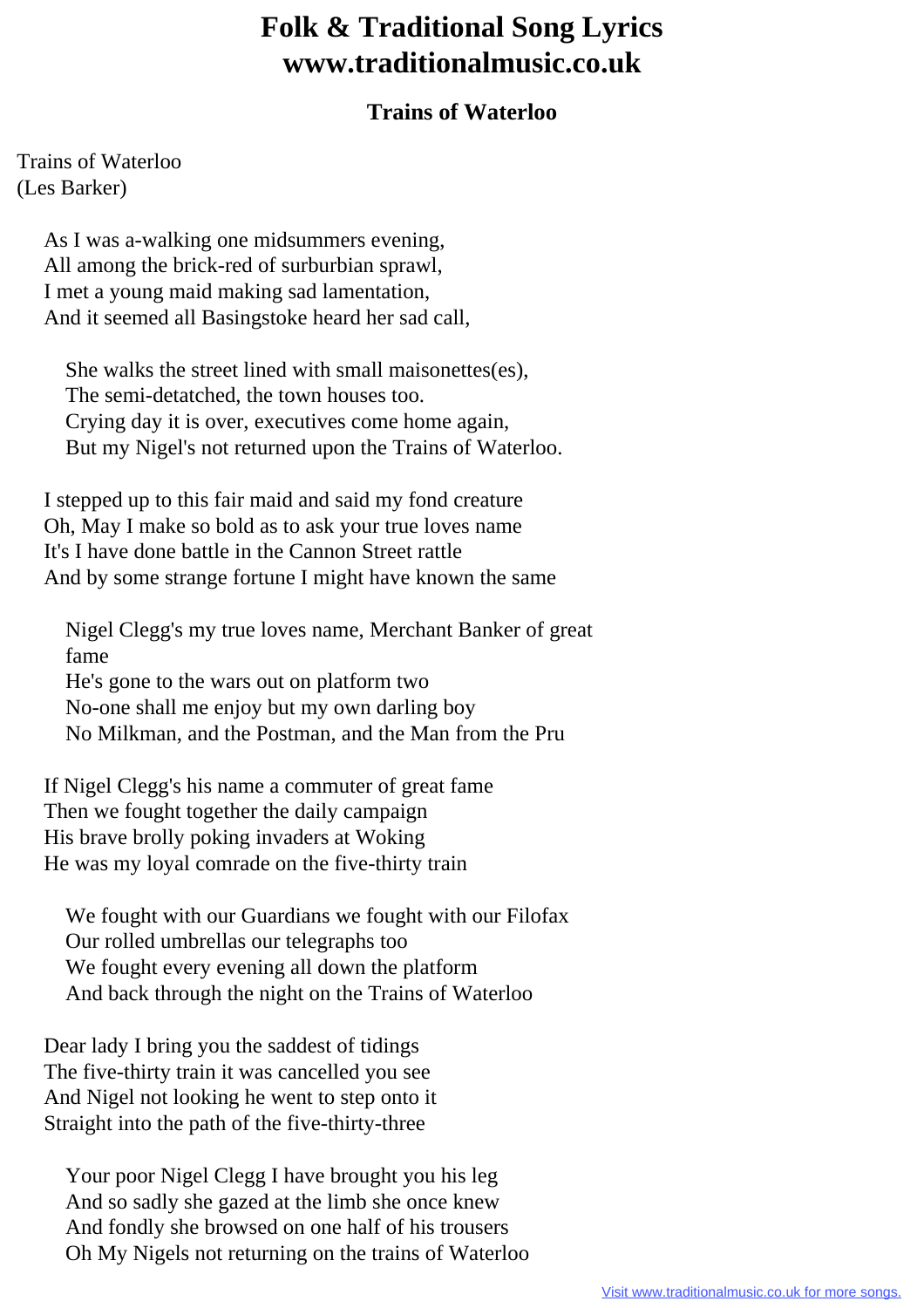# Folk & Traditional Song Lyrics www.traditionalmusic.co.uk

## Trains of Waterloo

Trains of Waterloo
(Les Barker)

As I was a-walking one midsummers evening,
All among the brick-red of surburbian sprawl,
I met a young maid making sad lamentation,
And it seemed all Basingstoke heard her sad call,

She walks the street lined with small maisonettes(es),
The semi-detatched, the town houses too.
Crying day it is over, executives come home again,
But my Nigel's not returned upon the Trains of Waterloo.

I stepped up to this fair maid and said my fond creature
Oh, May I make so bold as to ask your true loves name
It's I have done battle in the Cannon Street rattle
And by some strange fortune I might have known the same

Nigel Clegg's my true loves name, Merchant Banker of great fame
He's gone to the wars out on platform two
No-one shall me enjoy but my own darling boy
No Milkman, and the Postman, and the Man from the Pru

If Nigel Clegg's his name a commuter of great fame
Then we fought together the daily campaign
His brave brolly poking invaders at Woking
He was my loyal comrade on the five-thirty train

We fought with our Guardians we fought with our Filofax
Our rolled umbrellas our telegraphs too
We fought every evening all down the platform
And back through the night on the Trains of Waterloo

Dear lady I bring you the saddest of tidings
The five-thirty train it was cancelled you see
And Nigel not looking he went to step onto it
Straight into the path of the five-thirty-three

Your poor Nigel Clegg I have brought you his leg
And so sadly she gazed at the limb she once knew
And fondly she browsed on one half of his trousers
Oh My Nigels not returning on the trains of Waterloo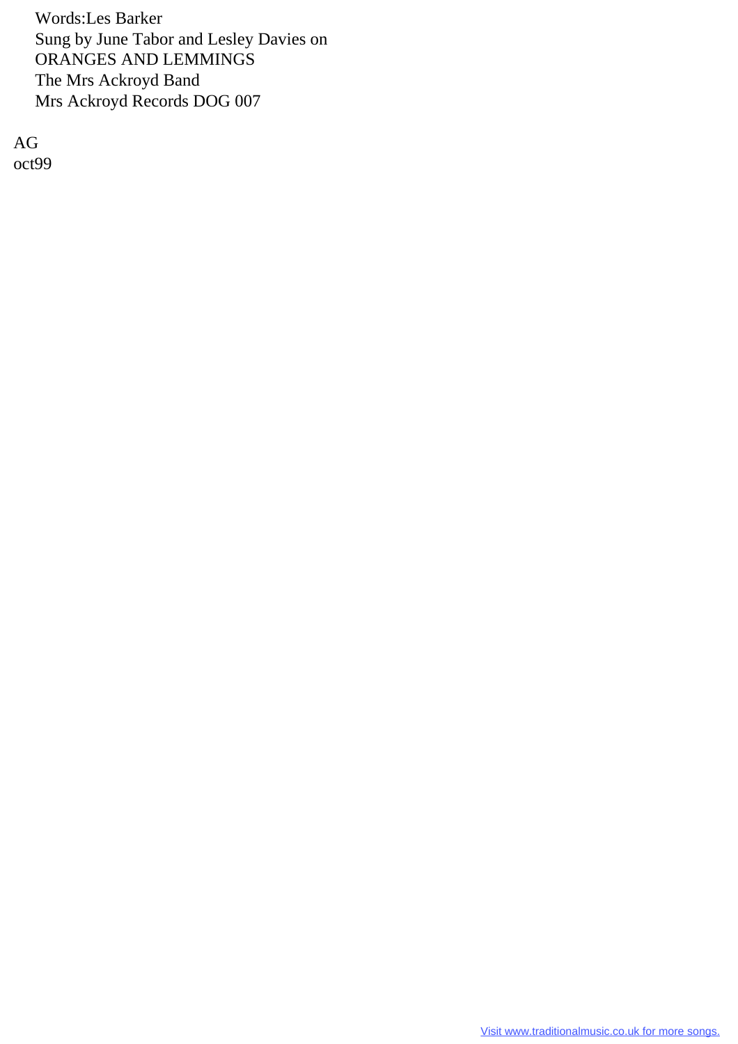Words:Les Barker
Sung by June Tabor and Lesley Davies on
ORANGES AND LEMMINGS
The Mrs Ackroyd Band
Mrs Ackroyd Records DOG 007

AG
oct99